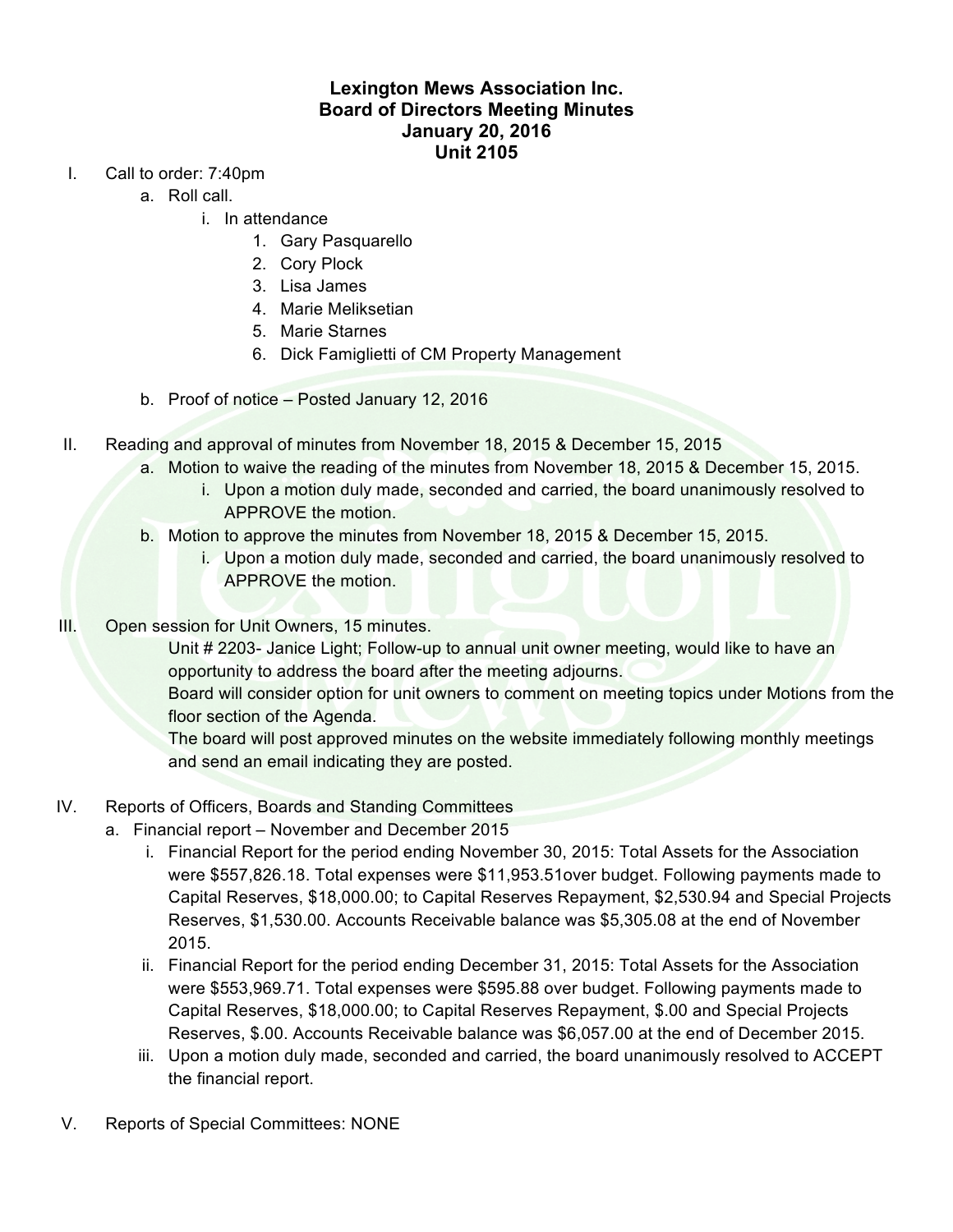**Lexington Mews Association Inc.**
**Board of Directors Meeting Minutes**
**January 20, 2016**
**Unit 2105**

I. Call to order: 7:40pm
   a. Roll call.
      i. In attendance
         1. Gary Pasquarello
         2. Cory Plock
         3. Lisa James
         4. Marie Meliksetian
         5. Marie Starnes
         6. Dick Famiglietti of CM Property Management
   b. Proof of notice – Posted January 12, 2016

II. Reading and approval of minutes from November 18, 2015 & December 15, 2015
   a. Motion to waive the reading of the minutes from November 18, 2015 & December 15, 2015.
      i. Upon a motion duly made, seconded and carried, the board unanimously resolved to APPROVE the motion.
   b. Motion to approve the minutes from November 18, 2015 & December 15, 2015.
      i. Upon a motion duly made, seconded and carried, the board unanimously resolved to APPROVE the motion.

III. Open session for Unit Owners, 15 minutes.

   Unit # 2203- Janice Light; Follow-up to annual unit owner meeting, would like to have an opportunity to address the board after the meeting adjourns.

   Board will consider option for unit owners to comment on meeting topics under Motions from the floor section of the Agenda.

   The board will post approved minutes on the website immediately following monthly meetings and send an email indicating they are posted.

IV. Reports of Officers, Boards and Standing Committees
   a. Financial report – November and December 2015
      i. Financial Report for the period ending November 30, 2015: Total Assets for the Association were $557,826.18. Total expenses were $11,953.51over budget. Following payments made to Capital Reserves, $18,000.00; to Capital Reserves Repayment, $2,530.94 and Special Projects Reserves, $1,530.00. Accounts Receivable balance was $5,305.08 at the end of November 2015.
      ii. Financial Report for the period ending December 31, 2015: Total Assets for the Association were $553,969.71. Total expenses were $595.88 over budget. Following payments made to Capital Reserves, $18,000.00; to Capital Reserves Repayment, $.00 and Special Projects Reserves, $.00. Accounts Receivable balance was $6,057.00 at the end of December 2015.
      iii. Upon a motion duly made, seconded and carried, the board unanimously resolved to ACCEPT the financial report.

V. Reports of Special Committees: NONE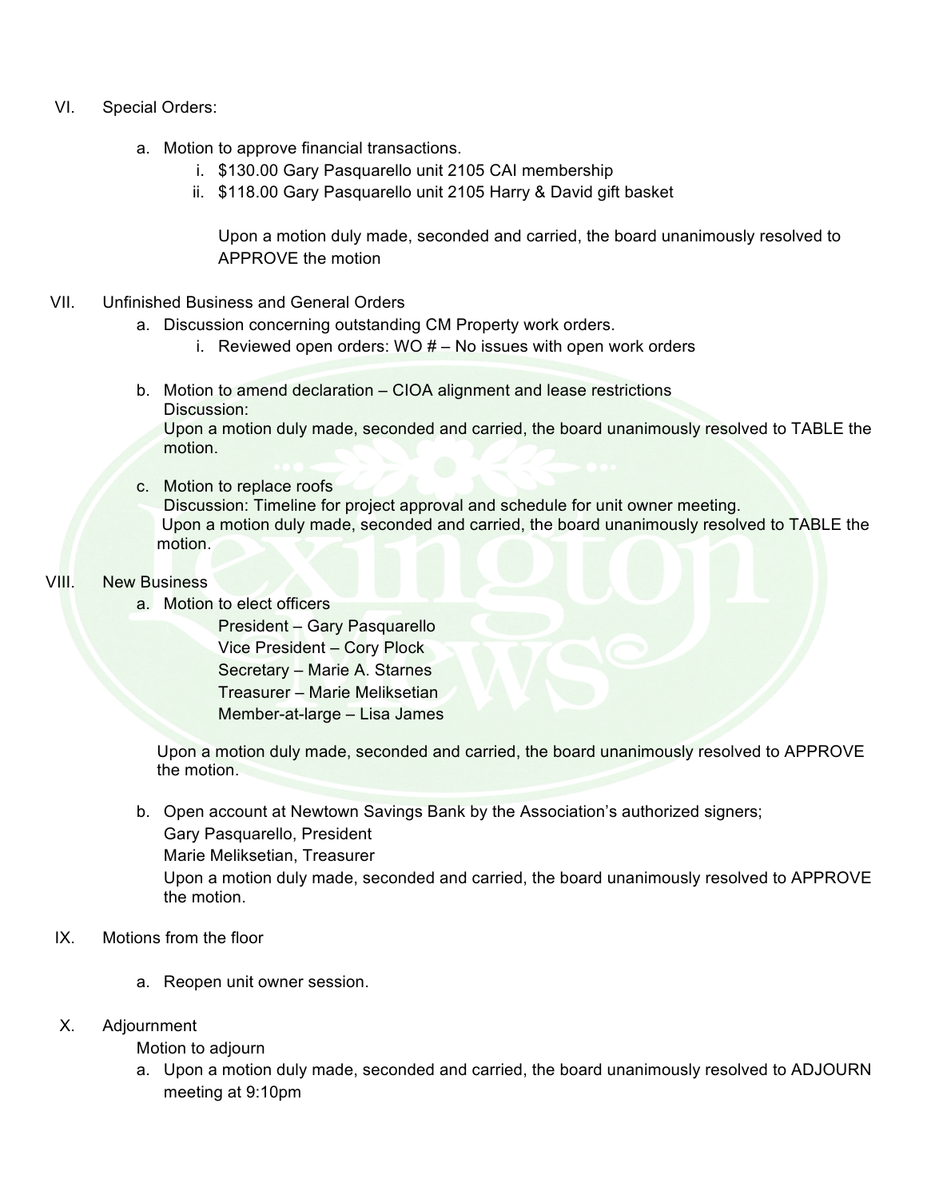VI. Special Orders:

a. Motion to approve financial transactions.
   i. $130.00 Gary Pasquarello unit 2105 CAI membership
   ii. $118.00 Gary Pasquarello unit 2105 Harry & David gift basket

   Upon a motion duly made, seconded and carried, the board unanimously resolved to APPROVE the motion

VII. Unfinished Business and General Orders

a. Discussion concerning outstanding CM Property work orders.
   i. Reviewed open orders: WO # – No issues with open work orders

b. Motion to amend declaration – CIOA alignment and lease restrictions
   Discussion:
   Upon a motion duly made, seconded and carried, the board unanimously resolved to TABLE the motion.

c. Motion to replace roofs
   Discussion: Timeline for project approval and schedule for unit owner meeting.
   Upon a motion duly made, seconded and carried, the board unanimously resolved to TABLE the motion.

VIII. New Business

a. Motion to elect officers
   President – Gary Pasquarello
   Vice President – Cory Plock
   Secretary – Marie A. Starnes
   Treasurer – Marie Meliksetian
   Member-at-large – Lisa James

   Upon a motion duly made, seconded and carried, the board unanimously resolved to APPROVE the motion.

b. Open account at Newtown Savings Bank by the Association's authorized signers;
   Gary Pasquarello, President
   Marie Meliksetian, Treasurer
   Upon a motion duly made, seconded and carried, the board unanimously resolved to APPROVE the motion.

IX. Motions from the floor

a. Reopen unit owner session.

X. Adjournment

Motion to adjourn

a. Upon a motion duly made, seconded and carried, the board unanimously resolved to ADJOURN meeting at 9:10pm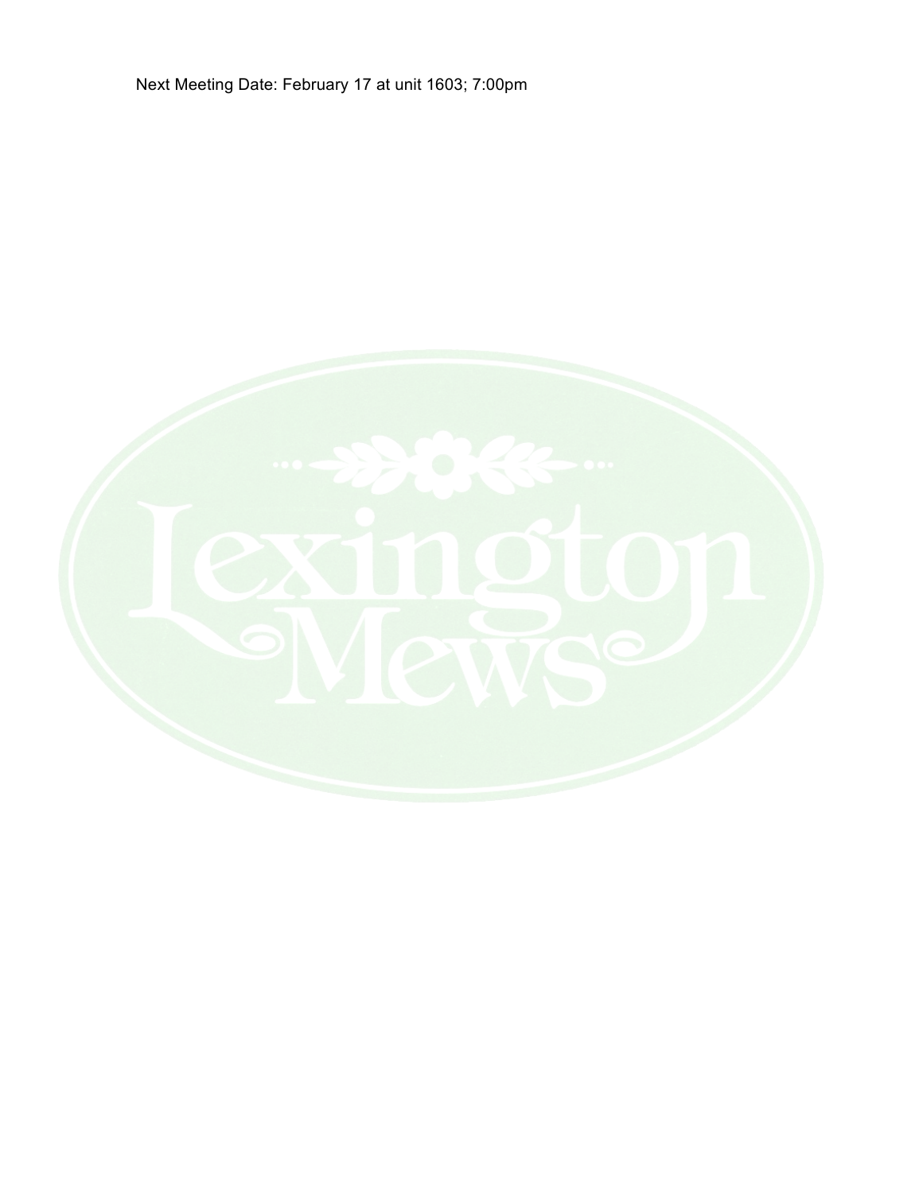Next Meeting Date: February 17 at unit 1603; 7:00pm